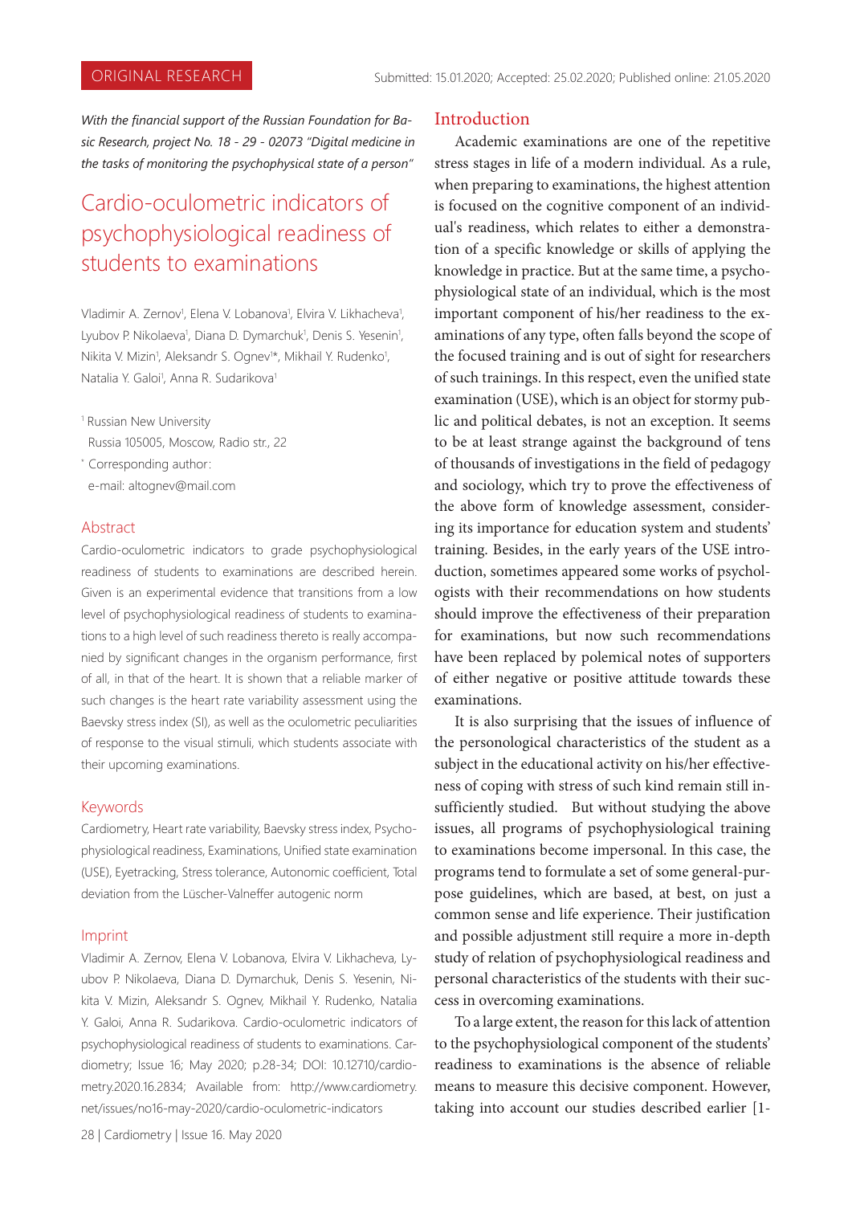ORIGINAL RESEARCH

Submitted: 15.01.2020; Accepted: 25.02.2020; Published online: 21.05.2020

*With the financial support of the Russian Foundation for Basic Research, project No. 18 - 29 - 02073 "Digital medicine in the tasks of monitoring the psychophysical state of a person"*

# Cardio-oculometric indicators of psychophysiological readiness of students to examinations

Vladimir A. Zernov[1], Elena V. Lobanova[1], Elvira V. Likhacheva[1], Lyubov P. Nikolaeva[1], Diana D. Dymarchuk[1], Denis S. Yesenin[1], Nikita V. Mizin[1], Aleksandr S. Ognev[1*], Mikhail Y. Rudenko[1], Natalia Y. Galoi[1], Anna R. Sudarikova[1]

[1] Russian New University
Russia 105005, Moscow, Radio str., 22

[*] Corresponding author:
e-mail: altognev@mail.com

## Abstract

Cardio-oculometric indicators to grade psychophysiological readiness of students to examinations are described herein. Given is an experimental evidence that transitions from a low level of psychophysiological readiness of students to examinations to a high level of such readiness thereto is really accompanied by significant changes in the organism performance, first of all, in that of the heart. It is shown that a reliable marker of such changes is the heart rate variability assessment using the Baevsky stress index (SI), as well as the oculometric peculiarities of response to the visual stimuli, which students associate with their upcoming examinations.

## Keywords

Cardiometry, Heart rate variability, Baevsky stress index, Psychophysiological readiness, Examinations, Unified state examination (USE), Eyetracking, Stress tolerance, Autonomic coefficient, Total deviation from the Lüscher-Valneffer autogenic norm

## Imprint

Vladimir A. Zernov, Elena V. Lobanova, Elvira V. Likhacheva, Lyubov P. Nikolaeva, Diana D. Dymarchuk, Denis S. Yesenin, Nikita V. Mizin, Aleksandr S. Ognev, Mikhail Y. Rudenko, Natalia Y. Galoi, Anna R. Sudarikova. Cardio-oculometric indicators of psychophysiological readiness of students to examinations. Cardiometry; Issue 16; May 2020; p.28-34; DOI: 10.12710/cardiometry.2020.16.2834; Available from: http://www.cardiometry.net/issues/no16-may-2020/cardio-oculometric-indicators

## Introduction

Academic examinations are one of the repetitive stress stages in life of a modern individual. As a rule, when preparing to examinations, the highest attention is focused on the cognitive component of an individual's readiness, which relates to either a demonstration of a specific knowledge or skills of applying the knowledge in practice. But at the same time, a psychophysiological state of an individual, which is the most important component of his/her readiness to the examinations of any type, often falls beyond the scope of the focused training and is out of sight for researchers of such trainings. In this respect, even the unified state examination (USE), which is an object for stormy public and political debates, is not an exception. It seems to be at least strange against the background of tens of thousands of investigations in the field of pedagogy and sociology, which try to prove the effectiveness of the above form of knowledge assessment, considering its importance for education system and students' training. Besides, in the early years of the USE introduction, sometimes appeared some works of psychologists with their recommendations on how students should improve the effectiveness of their preparation for examinations, but now such recommendations have been replaced by polemical notes of supporters of either negative or positive attitude towards these examinations.

It is also surprising that the issues of influence of the personological characteristics of the student as a subject in the educational activity on his/her effectiveness of coping with stress of such kind remain still insufficiently studied. But without studying the above issues, all programs of psychophysiological training to examinations become impersonal. In this case, the programs tend to formulate a set of some general-purpose guidelines, which are based, at best, on just a common sense and life experience. Their justification and possible adjustment still require a more in-depth study of relation of psychophysiological readiness and personal characteristics of the students with their success in overcoming examinations.

To a large extent, the reason for this lack of attention to the psychophysiological component of the students' readiness to examinations is the absence of reliable means to measure this decisive component. However, taking into account our studies described earlier [1-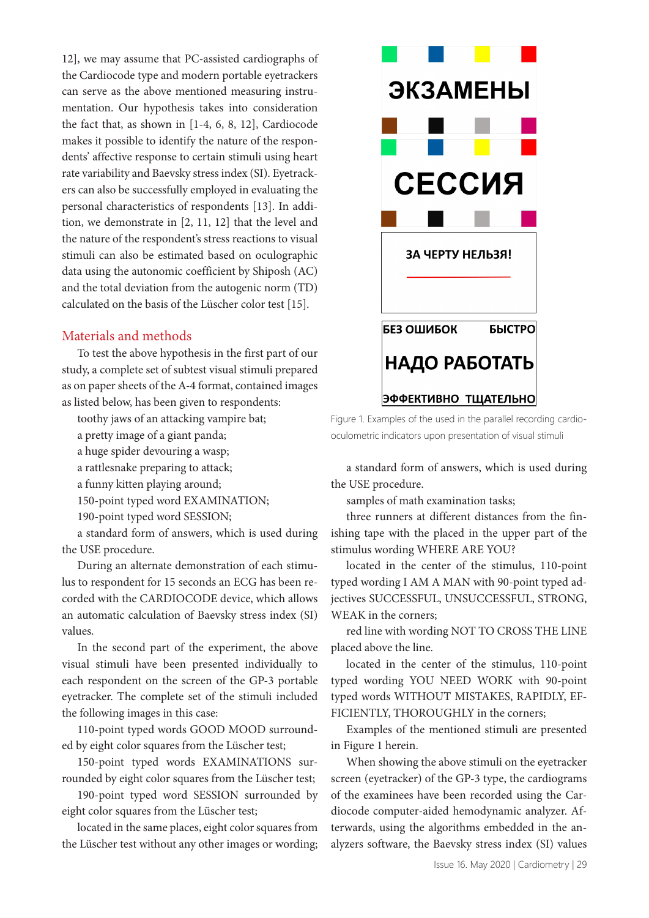12], we may assume that PC-assisted cardiographs of the Cardiocode type and modern portable eyetrackers can serve as the above mentioned measuring instrumentation. Our hypothesis takes into consideration the fact that, as shown in [1-4, 6, 8, 12], Cardiocode makes it possible to identify the nature of the respondents' affective response to certain stimuli using heart rate variability and Baevsky stress index (SI). Eyetrackers can also be successfully employed in evaluating the personal characteristics of respondents [13]. In addition, we demonstrate in [2, 11, 12] that the level and the nature of the respondent's stress reactions to visual stimuli can also be estimated based on oculographic data using the autonomic coefficient by Shiposh (AC) and the total deviation from the autogenic norm (TD) calculated on the basis of the Lüscher color test [15].

## Materials and methods

To test the above hypothesis in the first part of our study, a complete set of subtest visual stimuli prepared as on paper sheets of the A-4 format, contained images as listed below, has been given to respondents:

toothy jaws of an attacking vampire bat;

a pretty image of a giant panda;

a huge spider devouring a wasp;

a rattlesnake preparing to attack;

a funny kitten playing around;

150-point typed word EXAMINATION;

190-point typed word SESSION;

a standard form of answers, which is used during the USE procedure.

During an alternate demonstration of each stimulus to respondent for 15 seconds an ECG has been recorded with the CARDIOCODE device, which allows an automatic calculation of Baevsky stress index (SI) values.

In the second part of the experiment, the above visual stimuli have been presented individually to each respondent on the screen of the GP-3 portable eyetracker. The complete set of the stimuli included the following images in this case:

110-point typed words GOOD MOOD surrounded by eight color squares from the Lüscher test;

150-point typed words EXAMINATIONS surrounded by eight color squares from the Lüscher test;

190-point typed word SESSION surrounded by eight color squares from the Lüscher test;

located in the same places, eight color squares from the Lüscher test without any other images or wording;

ЭКЗАМЕНЫ

СЕССИЯ

ЗА ЧЕРТУ НЕЛЬЗЯ!

БЕЗ ОШИБОК БЫСТРО

НАДО РАБОТАТЬ

ЭФФЕКТИВНО ТЩАТЕЛЬНО

Figure 1. Examples of the used in the parallel recording cardio-oculometric indicators upon presentation of visual stimuli

a standard form of answers, which is used during the USE procedure.

samples of math examination tasks;

three runners at different distances from the finishing tape with the placed in the upper part of the stimulus wording WHERE ARE YOU?

located in the center of the stimulus, 110-point typed wording I AM A MAN with 90-point typed adjectives SUCCESSFUL, UNSUCCESSFUL, STRONG, WEAK in the corners;

red line with wording NOT TO CROSS THE LINE placed above the line.

located in the center of the stimulus, 110-point typed wording YOU NEED WORK with 90-point typed words WITHOUT MISTAKES, RAPIDLY, EFFICIENTLY, THOROUGHLY in the corners;

Examples of the mentioned stimuli are presented in Figure 1 herein.

When showing the above stimuli on the eyetracker screen (eyetracker) of the GP-3 type, the cardiograms of the examinees have been recorded using the Cardiocode computer-aided hemodynamic analyzer. Afterwards, using the algorithms embedded in the analyzers software, the Baevsky stress index (SI) values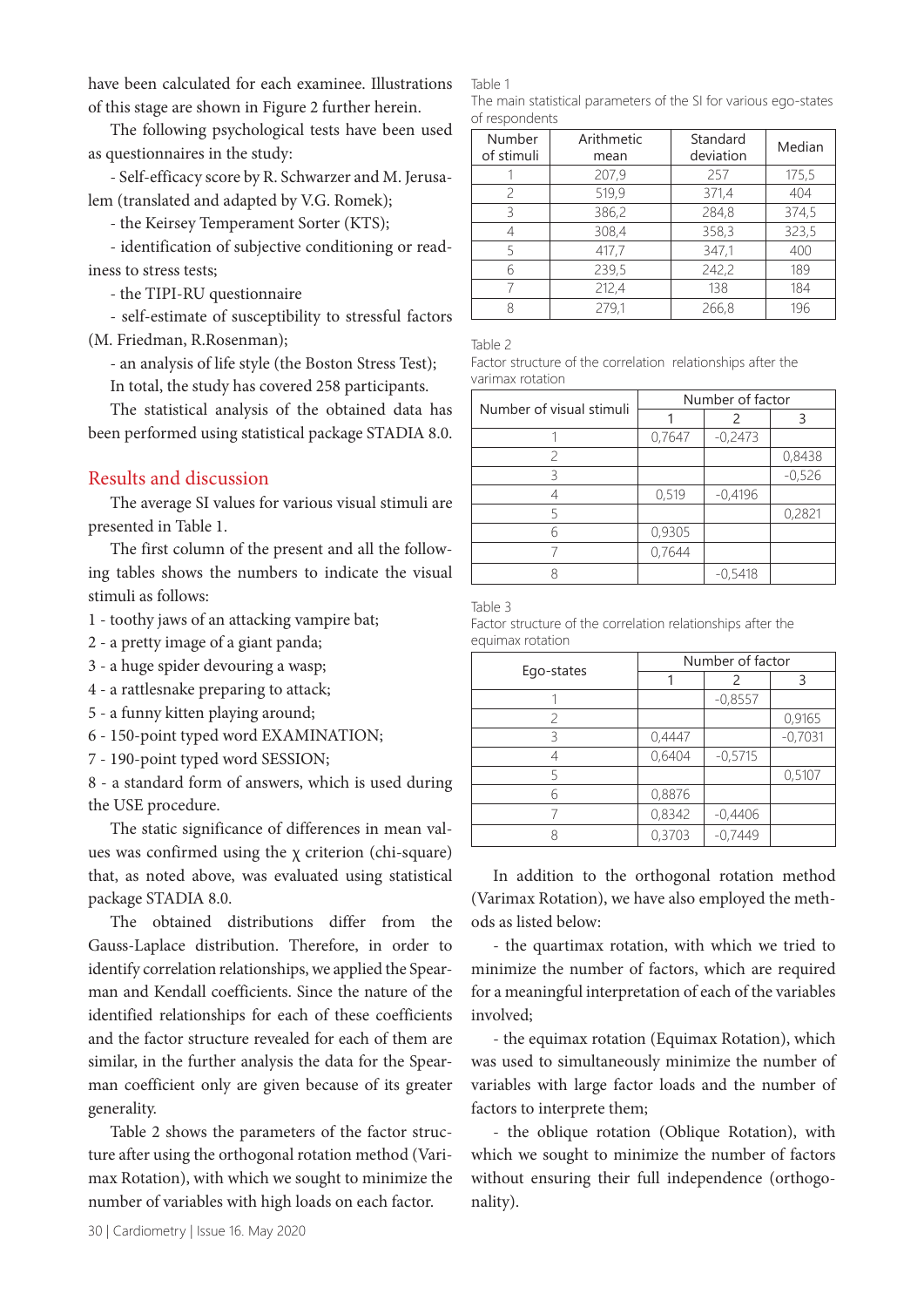have been calculated for each examinee. Illustrations of this stage are shown in Figure 2 further herein.

The following psychological tests have been used as questionnaires in the study:

- Self-efficacy score by R. Schwarzer and M. Jerusalem (translated and adapted by V.G. Romek);
- the Keirsey Temperament Sorter (KTS);
- identification of subjective conditioning or readiness to stress tests;
- the TIPI-RU questionnaire
- self-estimate of susceptibility to stressful factors (M. Friedman, R.Rosenman);
- an analysis of life style (the Boston Stress Test);

In total, the study has covered 258 participants.

The statistical analysis of the obtained data has been performed using statistical package STADIA 8.0.

## Results and discussion

The average SI values for various visual stimuli are presented in Table 1.

The first column of the present and all the following tables shows the numbers to indicate the visual stimuli as follows:

1 - toothy jaws of an attacking vampire bat;
2 - a pretty image of a giant panda;
3 - a huge spider devouring a wasp;
4 - a rattlesnake preparing to attack;
5 - a funny kitten playing around;
6 - 150-point typed word EXAMINATION;
7 - 190-point typed word SESSION;
8 - a standard form of answers, which is used during the USE procedure.

The static significance of differences in mean values was confirmed using the χ criterion (chi-square) that, as noted above, was evaluated using statistical package STADIA 8.0.

The obtained distributions differ from the Gauss-Laplace distribution. Therefore, in order to identify correlation relationships, we applied the Spearman and Kendall coefficients. Since the nature of the identified relationships for each of these coefficients and the factor structure revealed for each of them are similar, in the further analysis the data for the Spearman coefficient only are given because of its greater generality.

Table 2 shows the parameters of the factor structure after using the orthogonal rotation method (Varimax Rotation), with which we sought to minimize the number of variables with high loads on each factor.

Table 1
The main statistical parameters of the SI for various ego-states of respondents

| Number of stimuli | Arithmetic mean | Standard deviation | Median |
|---|---|---|---|
| 1 | 207,9 | 257 | 175,5 |
| 2 | 519,9 | 371,4 | 404 |
| 3 | 386,2 | 284,8 | 374,5 |
| 4 | 308,4 | 358,3 | 323,5 |
| 5 | 417,7 | 347,1 | 400 |
| 6 | 239,5 | 242,2 | 189 |
| 7 | 212,4 | 138 | 184 |
| 8 | 279,1 | 266,8 | 196 |

Table 2
Factor structure of the correlation relationships after the varimax rotation

| Number of visual stimuli | Number of factor | | |
|---|---|---|---|
| | 1 | 2 | 3 |
| 1 | 0,7647 | -0,2473 | |
| 2 | | | 0,8438 |
| 3 | | | -0,526 |
| 4 | 0,519 | -0,4196 | |
| 5 | | | 0,2821 |
| 6 | 0,9305 | | |
| 7 | 0,7644 | | |
| 8 | | -0,5418 | |

Table 3
Factor structure of the correlation relationships after the equimax rotation

| Ego-states | Number of factor | | |
|---|---|---|---|
| | 1 | 2 | 3 |
| 1 | | -0,8557 | |
| 2 | | | 0,9165 |
| 3 | 0,4447 | | -0,7031 |
| 4 | 0,6404 | -0,5715 | |
| 5 | | | 0,5107 |
| 6 | 0,8876 | | |
| 7 | 0,8342 | -0,4406 | |
| 8 | 0,3703 | -0,7449 | |

In addition to the orthogonal rotation method (Varimax Rotation), we have also employed the methods as listed below:

- the quartimax rotation, with which we tried to minimize the number of factors, which are required for a meaningful interpretation of each of the variables involved;
- the equimax rotation (Equimax Rotation), which was used to simultaneously minimize the number of variables with large factor loads and the number of factors to interprete them;
- the oblique rotation (Oblique Rotation), with which we sought to minimize the number of factors without ensuring their full independence (orthogonality).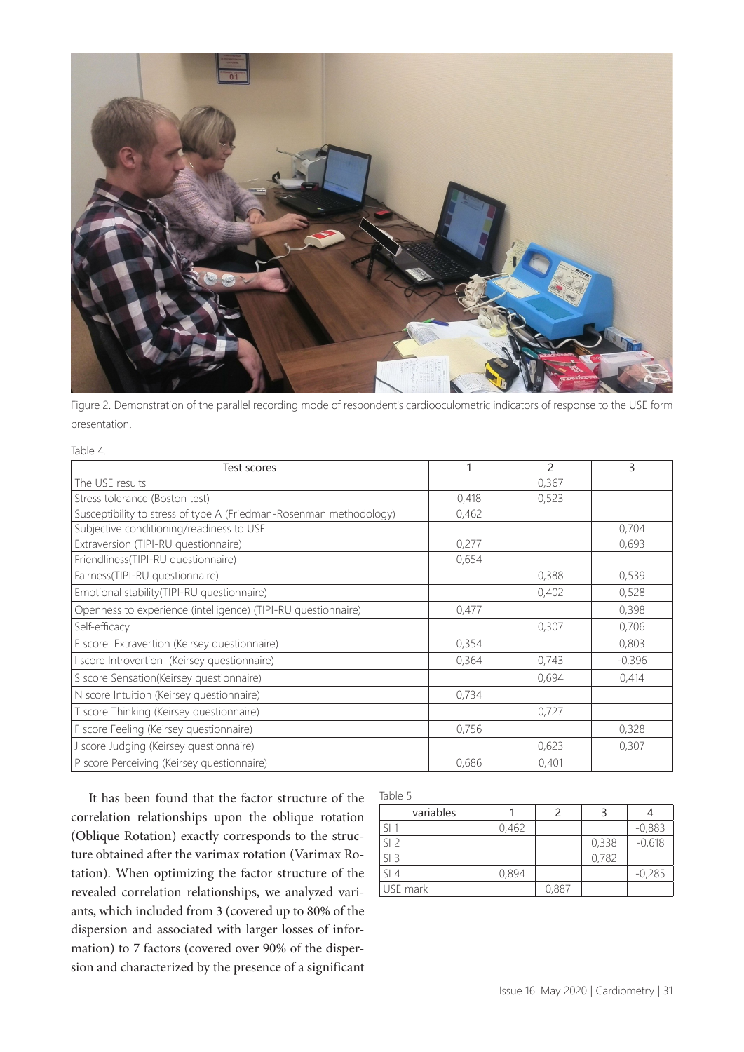Figure 2. Demonstration of the parallel recording mode of respondent's cardiooculometric indicators of response to the USE form presentation.

Table 4.

| Test scores | 1 | 2 | 3 |
|---|---|---|---|
| The USE results | | 0,367 | |
| Stress tolerance (Boston test) | 0,418 | 0,523 | |
| Susceptibility to stress of type A (Friedman-Rosenman methodology) | 0,462 | | |
| Subjective conditioning/readiness to USE | | | 0,704 |
| Extraversion (TIPI-RU questionnaire) | 0,277 | | 0,693 |
| Friendliness(TIPI-RU questionnaire) | 0,654 | | |
| Fairness(TIPI-RU questionnaire) | | 0,388 | 0,539 |
| Emotional stability(TIPI-RU questionnaire) | | 0,402 | 0,528 |
| Openness to experience (intelligence) (TIPI-RU questionnaire) | 0,477 | | 0,398 |
| Self-efficacy | | 0,307 | 0,706 |
| E score Extravertion (Keirsey questionnaire) | 0,354 | | 0,803 |
| I score Introvertion (Keirsey questionnaire) | 0,364 | 0,743 | -0,396 |
| S score Sensation(Keirsey questionnaire) | | 0,694 | 0,414 |
| N score Intuition (Keirsey questionnaire) | 0,734 | | |
| T score Thinking (Keirsey questionnaire) | | 0,727 | |
| F score Feeling (Keirsey questionnaire) | 0,756 | | 0,328 |
| J score Judging (Keirsey questionnaire) | | 0,623 | 0,307 |
| P score Perceiving (Keirsey questionnaire) | 0,686 | 0,401 | |

It has been found that the factor structure of the correlation relationships upon the oblique rotation (Oblique Rotation) exactly corresponds to the structure obtained after the varimax rotation (Varimax Rotation). When optimizing the factor structure of the revealed correlation relationships, we analyzed variants, which included from 3 (covered up to 80% of the dispersion and associated with larger losses of information) to 7 factors (covered over 90% of the dispersion and characterized by the presence of a significant

Table 5

| variables | 1 | 2 | 3 | 4 |
|---|---|---|---|---|
| SI 1 | 0,462 | | | -0,883 |
| SI 2 | | | 0,338 | -0,618 |
| SI 3 | | | 0,782 | |
| SI 4 | 0,894 | | | -0,285 |
| USE mark | | 0,887 | | |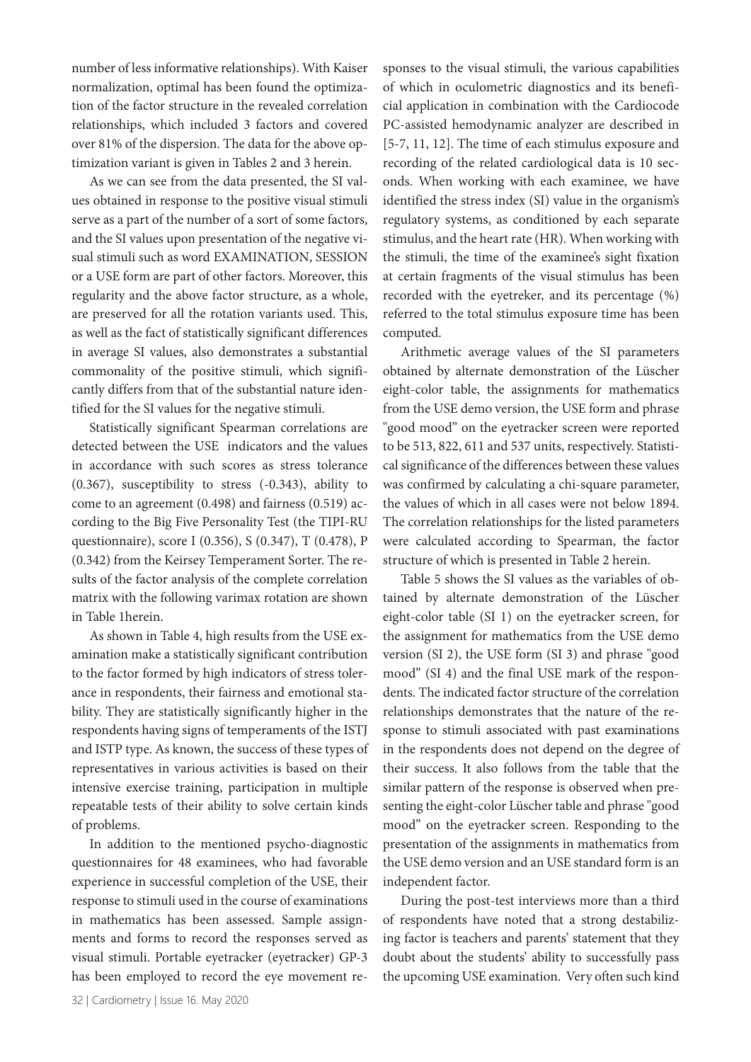number of less informative relationships). With Kaiser normalization, optimal has been found the optimization of the factor structure in the revealed correlation relationships, which included 3 factors and covered over 81% of the dispersion. The data for the above optimization variant is given in Tables 2 and 3 herein.

As we can see from the data presented, the SI values obtained in response to the positive visual stimuli serve as a part of the number of a sort of some factors, and the SI values upon presentation of the negative visual stimuli such as word EXAMINATION, SESSION or a USE form are part of other factors. Moreover, this regularity and the above factor structure, as a whole, are preserved for all the rotation variants used. This, as well as the fact of statistically significant differences in average SI values, also demonstrates a substantial commonality of the positive stimuli, which significantly differs from that of the substantial nature identified for the SI values for the negative stimuli.

Statistically significant Spearman correlations are detected between the USE indicators and the values in accordance with such scores as stress tolerance (0.367), susceptibility to stress (-0.343), ability to come to an agreement (0.498) and fairness (0.519) according to the Big Five Personality Test (the TIPI-RU questionnaire), score I (0.356), S (0.347), T (0.478), P (0.342) from the Keirsey Temperament Sorter. The results of the factor analysis of the complete correlation matrix with the following varimax rotation are shown in Table 1herein.

As shown in Table 4, high results from the USE examination make a statistically significant contribution to the factor formed by high indicators of stress tolerance in respondents, their fairness and emotional stability. They are statistically significantly higher in the respondents having signs of temperaments of the ISTJ and ISTP type. As known, the success of these types of representatives in various activities is based on their intensive exercise training, participation in multiple repeatable tests of their ability to solve certain kinds of problems.

In addition to the mentioned psycho-diagnostic questionnaires for 48 examinees, who had favorable experience in successful completion of the USE, their response to stimuli used in the course of examinations in mathematics has been assessed. Sample assignments and forms to record the responses served as visual stimuli. Portable eyetracker (eyetracker) GP-3 has been employed to record the eye movement responses to the visual stimuli, the various capabilities of which in oculometric diagnostics and its beneficial application in combination with the Cardiocode PC-assisted hemodynamic analyzer are described in [5-7, 11, 12]. The time of each stimulus exposure and recording of the related cardiological data is 10 seconds. When working with each examinee, we have identified the stress index (SI) value in the organism's regulatory systems, as conditioned by each separate stimulus, and the heart rate (HR). When working with the stimuli, the time of the examinee's sight fixation at certain fragments of the visual stimulus has been recorded with the eyetreker, and its percentage (%) referred to the total stimulus exposure time has been computed.

Arithmetic average values of the SI parameters obtained by alternate demonstration of the Lüscher eight-color table, the assignments for mathematics from the USE demo version, the USE form and phrase "good mood" on the eyetracker screen were reported to be 513, 822, 611 and 537 units, respectively. Statistical significance of the differences between these values was confirmed by calculating a chi-square parameter, the values of which in all cases were not below 1894. The correlation relationships for the listed parameters were calculated according to Spearman, the factor structure of which is presented in Table 2 herein.

Table 5 shows the SI values as the variables of obtained by alternate demonstration of the Lüscher eight-color table (SI 1) on the eyetracker screen, for the assignment for mathematics from the USE demo version (SI 2), the USE form (SI 3) and phrase "good mood" (SI 4) and the final USE mark of the respondents. The indicated factor structure of the correlation relationships demonstrates that the nature of the response to stimuli associated with past examinations in the respondents does not depend on the degree of their success. It also follows from the table that the similar pattern of the response is observed when presenting the eight-color Lüscher table and phrase "good mood" on the eyetracker screen. Responding to the presentation of the assignments in mathematics from the USE demo version and an USE standard form is an independent factor.

During the post-test interviews more than a third of respondents have noted that a strong destabilizing factor is teachers and parents' statement that they doubt about the students' ability to successfully pass the upcoming USE examination. Very often such kind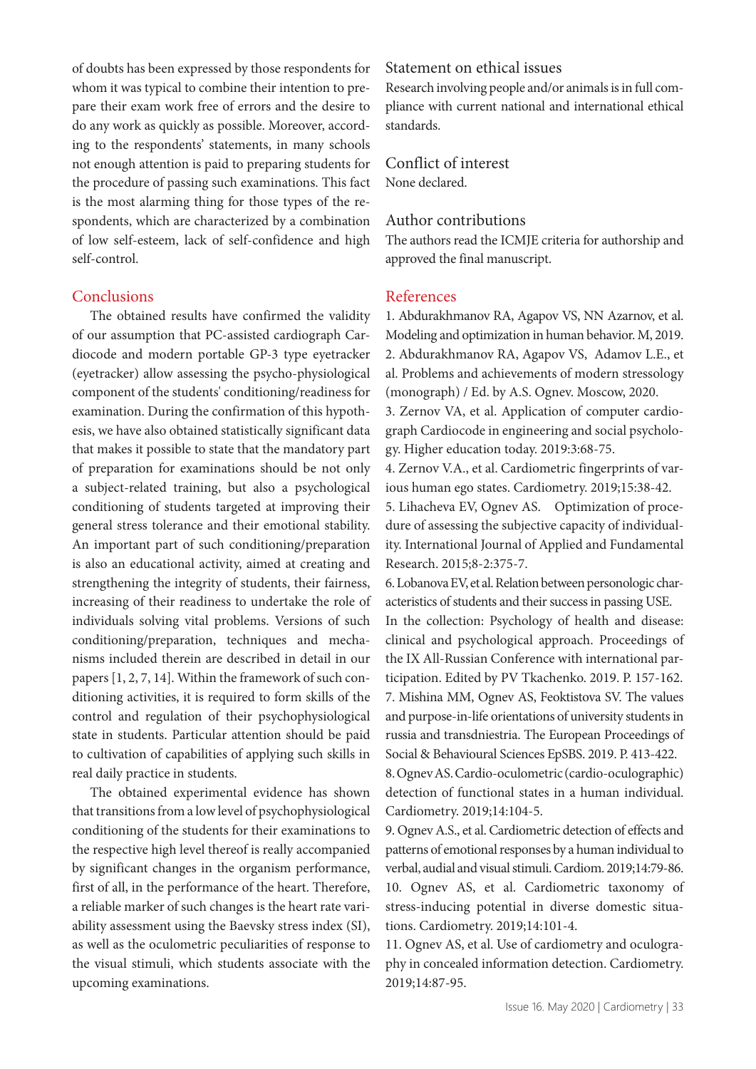of doubts has been expressed by those respondents for whom it was typical to combine their intention to prepare their exam work free of errors and the desire to do any work as quickly as possible. Moreover, according to the respondents' statements, in many schools not enough attention is paid to preparing students for the procedure of passing such examinations. This fact is the most alarming thing for those types of the respondents, which are characterized by a combination of low self-esteem, lack of self-confidence and high self-control.

## Conclusions

The obtained results have confirmed the validity of our assumption that PC-assisted cardiograph Cardiocode and modern portable GP-3 type eyetracker (eyetracker) allow assessing the psycho-physiological component of the students' conditioning/readiness for examination. During the confirmation of this hypothesis, we have also obtained statistically significant data that makes it possible to state that the mandatory part of preparation for examinations should be not only a subject-related training, but also a psychological conditioning of students targeted at improving their general stress tolerance and their emotional stability. An important part of such conditioning/preparation is also an educational activity, aimed at creating and strengthening the integrity of students, their fairness, increasing of their readiness to undertake the role of individuals solving vital problems. Versions of such conditioning/preparation, techniques and mechanisms included therein are described in detail in our papers [1, 2, 7, 14]. Within the framework of such conditioning activities, it is required to form skills of the control and regulation of their psychophysiological state in students. Particular attention should be paid to cultivation of capabilities of applying such skills in real daily practice in students.

The obtained experimental evidence has shown that transitions from a low level of psychophysiological conditioning of the students for their examinations to the respective high level thereof is really accompanied by significant changes in the organism performance, first of all, in the performance of the heart. Therefore, a reliable marker of such changes is the heart rate variability assessment using the Baevsky stress index (SI), as well as the oculometric peculiarities of response to the visual stimuli, which students associate with the upcoming examinations.

## Statement on ethical issues

Research involving people and/or animals is in full compliance with current national and international ethical standards.

## Conflict of interest

None declared.

## Author contributions

The authors read the ICMJE criteria for authorship and approved the final manuscript.

## References

1. Abdurakhmanov RA, Agapov VS, NN Azarnov, et al. Modeling and optimization in human behavior. M, 2019.
2. Abdurakhmanov RA, Agapov VS, Adamov L.E., et al. Problems and achievements of modern stressology (monograph) / Ed. by A.S. Ognev. Moscow, 2020.
3. Zernov VA, et al. Application of computer cardiograph Cardiocode in engineering and social psychology. Higher education today. 2019:3:68-75.
4. Zernov V.A., et al. Cardiometric fingerprints of various human ego states. Cardiometry. 2019;15:38-42.
5. Lihacheva EV, Ognev AS. Optimization of procedure of assessing the subjective capacity of individuality. International Journal of Applied and Fundamental Research. 2015;8-2:375-7.
6. Lobanova EV, et al. Relation between personologic characteristics of students and their success in passing USE. In the collection: Psychology of health and disease: clinical and psychological approach. Proceedings of the IX All-Russian Conference with international participation. Edited by PV Tkachenko. 2019. P. 157-162.
7. Mishina MM, Ognev AS, Feoktistova SV. The values and purpose-in-life orientations of university students in russia and transdniestria. The European Proceedings of Social & Behavioural Sciences EpSBS. 2019. P. 413-422.
8. Ognev AS. Cardio-oculometric (cardio-oculographic) detection of functional states in a human individual. Cardiometry. 2019;14:104-5.
9. Ognev A.S., et al. Cardiometric detection of effects and patterns of emotional responses by a human individual to verbal, audial and visual stimuli. Cardiom. 2019;14:79-86.
10. Ognev AS, et al. Cardiometric taxonomy of stress-inducing potential in diverse domestic situations. Cardiometry. 2019;14:101-4.
11. Ognev AS, et al. Use of cardiometry and oculography in concealed information detection. Cardiometry. 2019;14:87-95.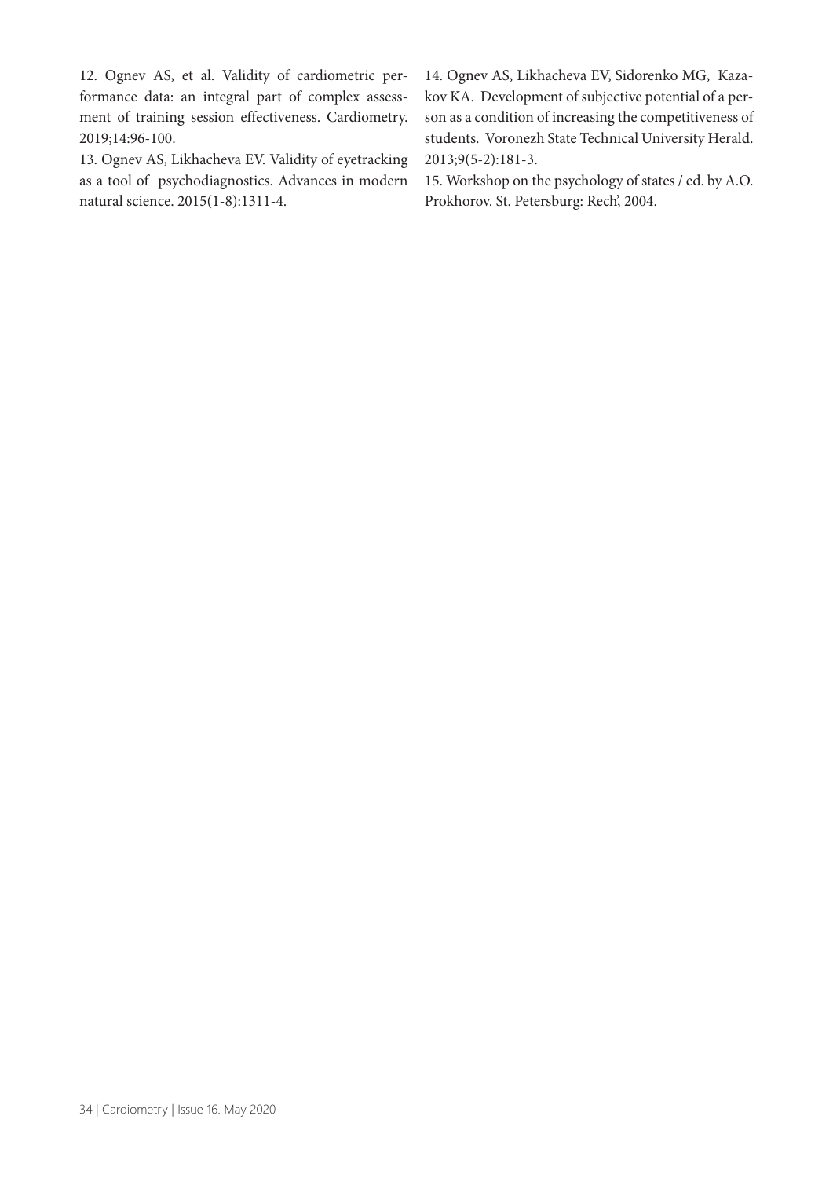12. Ognev AS, et al. Validity of cardiometric performance data: an integral part of complex assessment of training session effectiveness. Cardiometry. 2019;14:96-100.

13. Ognev AS, Likhacheva EV. Validity of eyetracking as a tool of psychodiagnostics. Advances in modern natural science. 2015(1-8):1311-4.

14. Ognev AS, Likhacheva EV, Sidorenko MG, Kazakov KA. Development of subjective potential of a person as a condition of increasing the competitiveness of students. Voronezh State Technical University Herald. 2013;9(5-2):181-3.

15. Workshop on the psychology of states / ed. by A.O. Prokhorov. St. Petersburg: Rech', 2004.